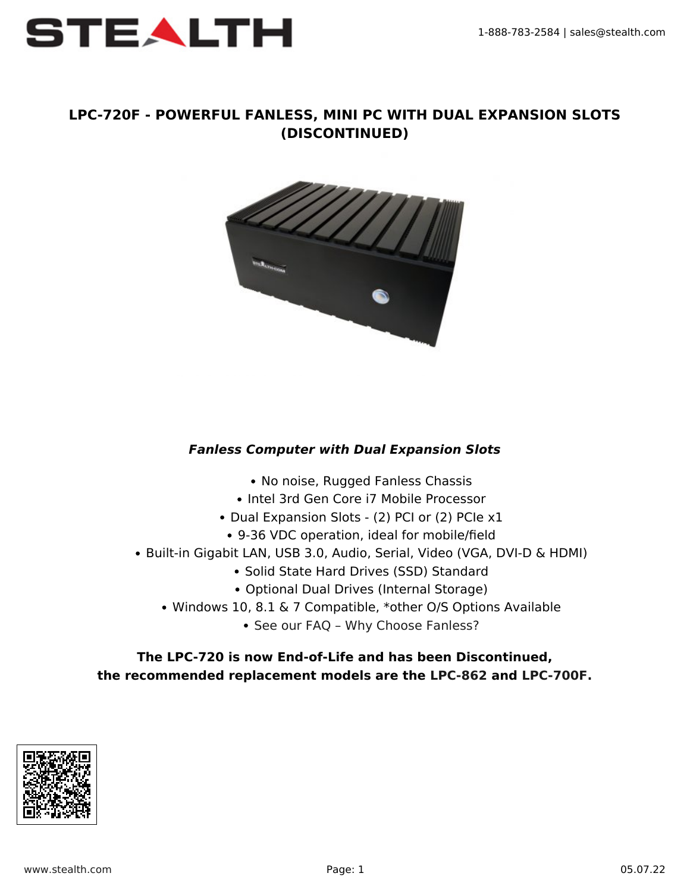# LPC-720F - POWERFUL FANLESS, MINI PC WITH DUAL EXPANSION SLOTS (DISCONTINUED)

***Fanless Computer with Dual Expansion Slots***

- No noise, Rugged Fanless Chassis
- Intel 3rd Gen Core i7 Mobile Processor
- Dual Expansion Slots - (2) PCI or (2) PCIe x1
- 9-36 VDC operation, ideal for mobile/field
- Built-in Gigabit LAN, USB 3.0, Audio, Serial, Video (VGA, DVI-D & HDMI)
- Solid State Hard Drives (SSD) Standard
- Optional Dual Drives (Internal Storage)
- Windows 10, 8.1 & 7 Compatible, *other O/S Options Available
- See our FAQ – Why Choose Fanless?

**The LPC-720 is now End-of-Life and has been Discontinued, the recommended replacement models are the LPC-862 and LPC-700F.**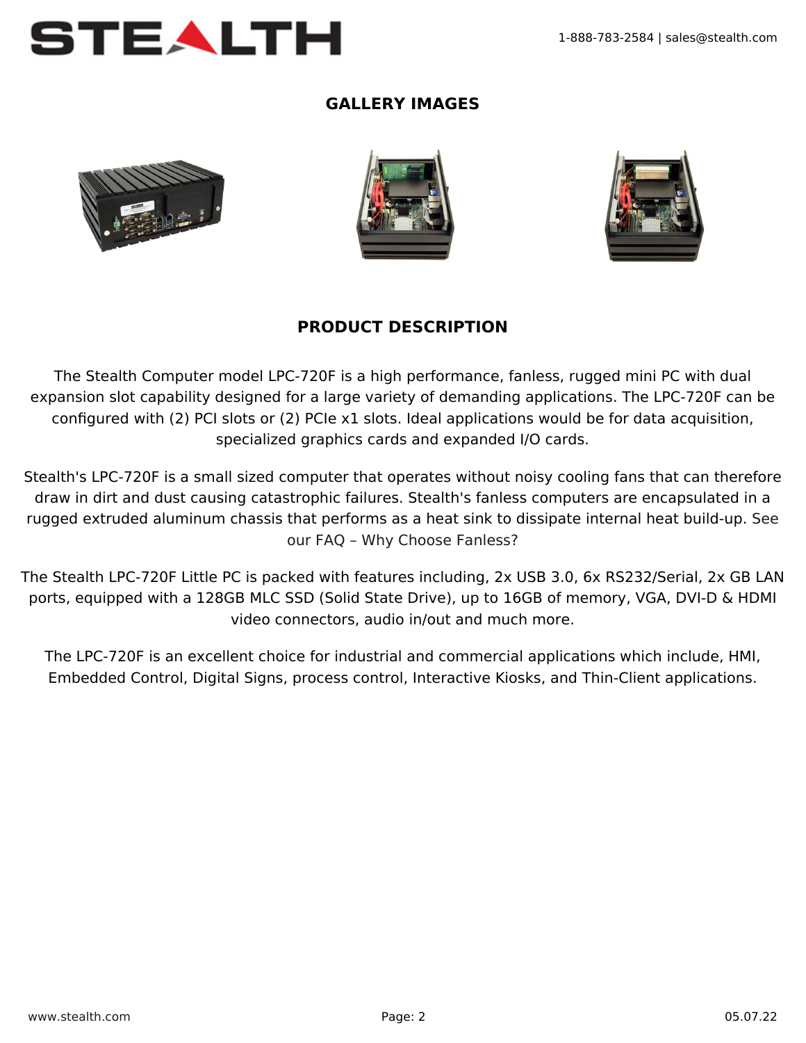## GALLERY IMAGES

## PRODUCT DESCRIPTION

The Stealth Computer model LPC-720F is a high performance, fanless, rugged mini PC with dual expansion slot capability designed for a large variety of demanding applications. The LPC-720F can be configured with (2) PCI slots or (2) PCIe x1 slots. Ideal applications would be for data acquisition, specialized graphics cards and expanded I/O cards.

Stealth's LPC-720F is a small sized computer that operates without noisy cooling fans that can therefore draw in dirt and dust causing catastrophic failures. Stealth's fanless computers are encapsulated in a rugged extruded aluminum chassis that performs as a heat sink to dissipate internal heat build-up. See our FAQ – Why Choose Fanless?

The Stealth LPC-720F Little PC is packed with features including, 2x USB 3.0, 6x RS232/Serial, 2x GB LAN ports, equipped with a 128GB MLC SSD (Solid State Drive), up to 16GB of memory, VGA, DVI-D & HDMI video connectors, audio in/out and much more.

The LPC-720F is an excellent choice for industrial and commercial applications which include, HMI, Embedded Control, Digital Signs, process control, Interactive Kiosks, and Thin-Client applications.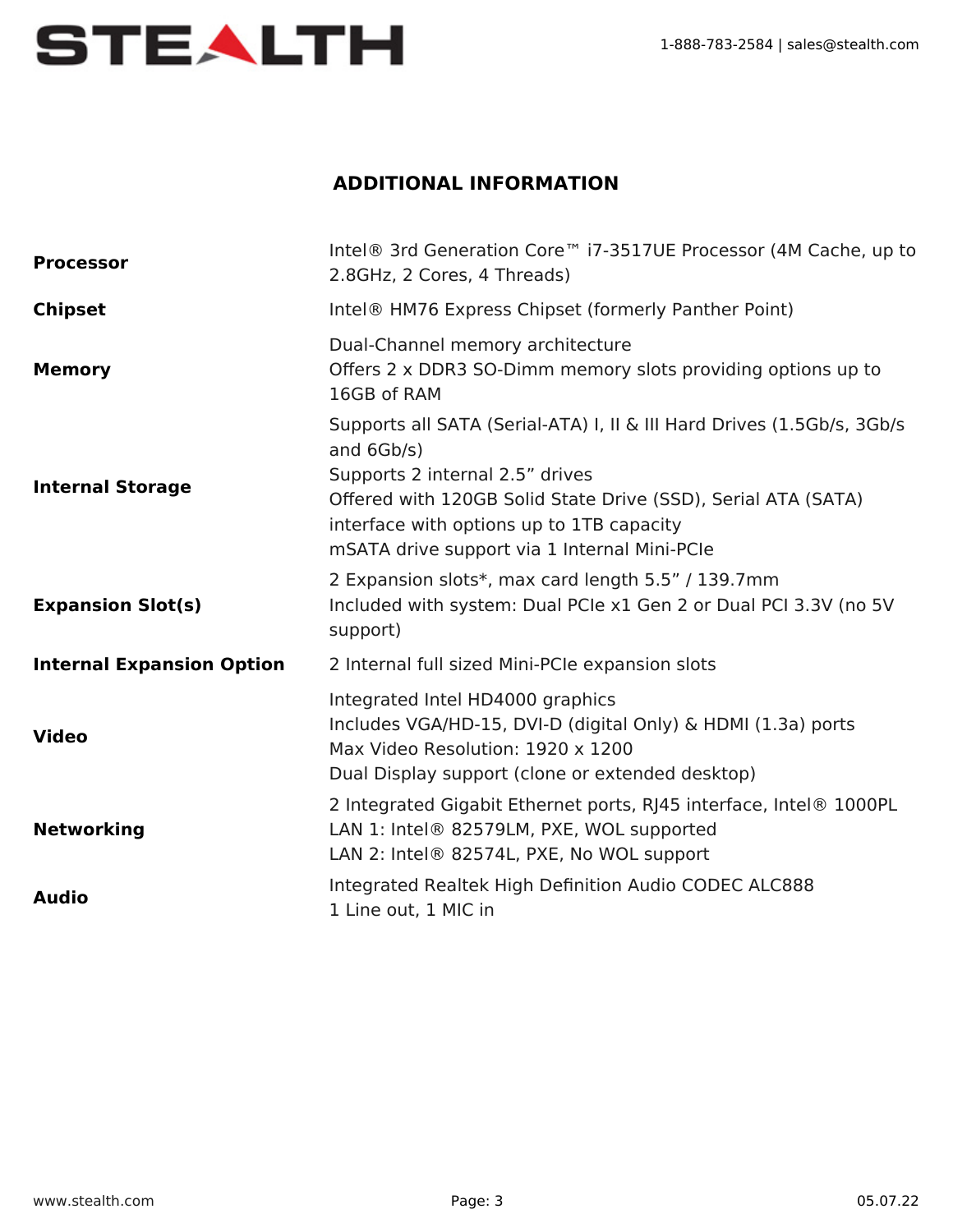## ADDITIONAL INFORMATION

| | |
|---|---|
| **Processor** | Intel® 3rd Generation Core™ i7-3517UE Processor (4M Cache, up to 2.8GHz, 2 Cores, 4 Threads) |
| **Chipset** | Intel® HM76 Express Chipset (formerly Panther Point) |
| **Memory** | Dual-Channel memory architecture<br>Offers 2 x DDR3 SO-Dimm memory slots providing options up to 16GB of RAM |
| **Internal Storage** | Supports all SATA (Serial-ATA) I, II & III Hard Drives (1.5Gb/s, 3Gb/s and 6Gb/s)<br>Supports 2 internal 2.5” drives<br>Offered with 120GB Solid State Drive (SSD), Serial ATA (SATA) interface with options up to 1TB capacity<br>mSATA drive support via 1 Internal Mini-PCIe |
| **Expansion Slot(s)** | 2 Expansion slots*, max card length 5.5” / 139.7mm<br>Included with system: Dual PCIe x1 Gen 2 or Dual PCI 3.3V (no 5V support) |
| **Internal Expansion Option** | 2 Internal full sized Mini-PCIe expansion slots |
| **Video** | Integrated Intel HD4000 graphics<br>Includes VGA/HD-15, DVI-D (digital Only) & HDMI (1.3a) ports<br>Max Video Resolution: 1920 x 1200<br>Dual Display support (clone or extended desktop) |
| **Networking** | 2 Integrated Gigabit Ethernet ports, RJ45 interface, Intel® 1000PL<br>LAN 1: Intel® 82579LM, PXE, WOL supported<br>LAN 2: Intel® 82574L, PXE, No WOL support |
| **Audio** | Integrated Realtek High Definition Audio CODEC ALC888<br>1 Line out, 1 MIC in |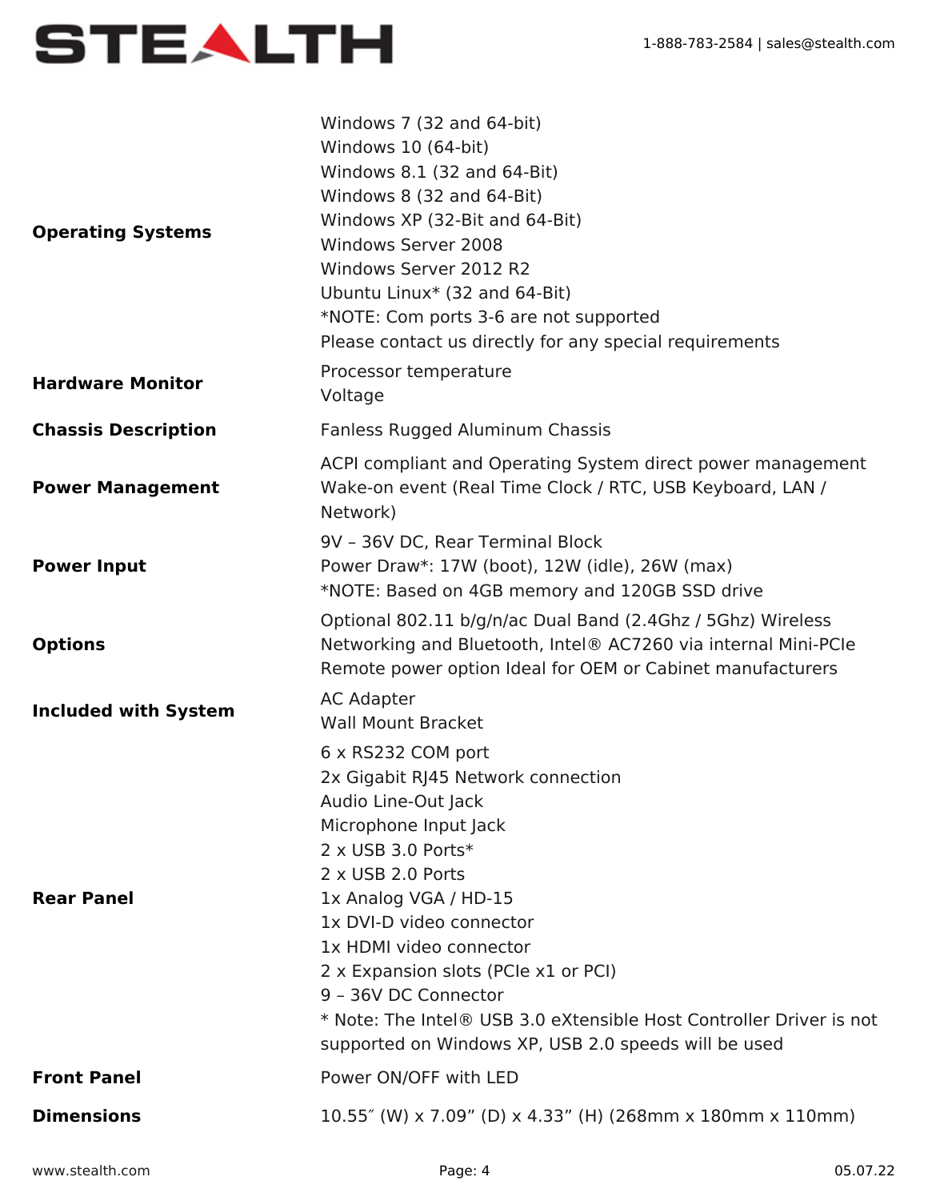| | |
|---|---|
| **Operating Systems** | Windows 7 (32 and 64-bit)<br>Windows 10 (64-bit)<br>Windows 8.1 (32 and 64-Bit)<br>Windows 8 (32 and 64-Bit)<br>Windows XP (32-Bit and 64-Bit)<br>Windows Server 2008<br>Windows Server 2012 R2<br>Ubuntu Linux* (32 and 64-Bit)<br>*NOTE: Com ports 3-6 are not supported<br>Please contact us directly for any special requirements |
| **Hardware Monitor** | Processor temperature<br>Voltage |
| **Chassis Description** | Fanless Rugged Aluminum Chassis |
| **Power Management** | ACPI compliant and Operating System direct power management<br>Wake-on event (Real Time Clock / RTC, USB Keyboard, LAN / Network) |
| **Power Input** | 9V – 36V DC, Rear Terminal Block<br>Power Draw*: 17W (boot), 12W (idle), 26W (max)<br>*NOTE: Based on 4GB memory and 120GB SSD drive |
| **Options** | Optional 802.11 b/g/n/ac Dual Band (2.4Ghz / 5Ghz) Wireless Networking and Bluetooth, Intel® AC7260 via internal Mini-PCIe<br>Remote power option Ideal for OEM or Cabinet manufacturers |
| **Included with System** | AC Adapter<br>Wall Mount Bracket |
| **Rear Panel** | 6 x RS232 COM port<br>2x Gigabit RJ45 Network connection<br>Audio Line-Out Jack<br>Microphone Input Jack<br>2 x USB 3.0 Ports*<br>2 x USB 2.0 Ports<br>1x Analog VGA / HD-15<br>1x DVI-D video connector<br>1x HDMI video connector<br>2 x Expansion slots (PCIe x1 or PCI)<br>9 – 36V DC Connector<br>* Note: The Intel® USB 3.0 eXtensible Host Controller Driver is not supported on Windows XP, USB 2.0 speeds will be used |
| **Front Panel** | Power ON/OFF with LED |
| **Dimensions** | 10.55″ (W) x 7.09” (D) x 4.33” (H) (268mm x 180mm x 110mm) |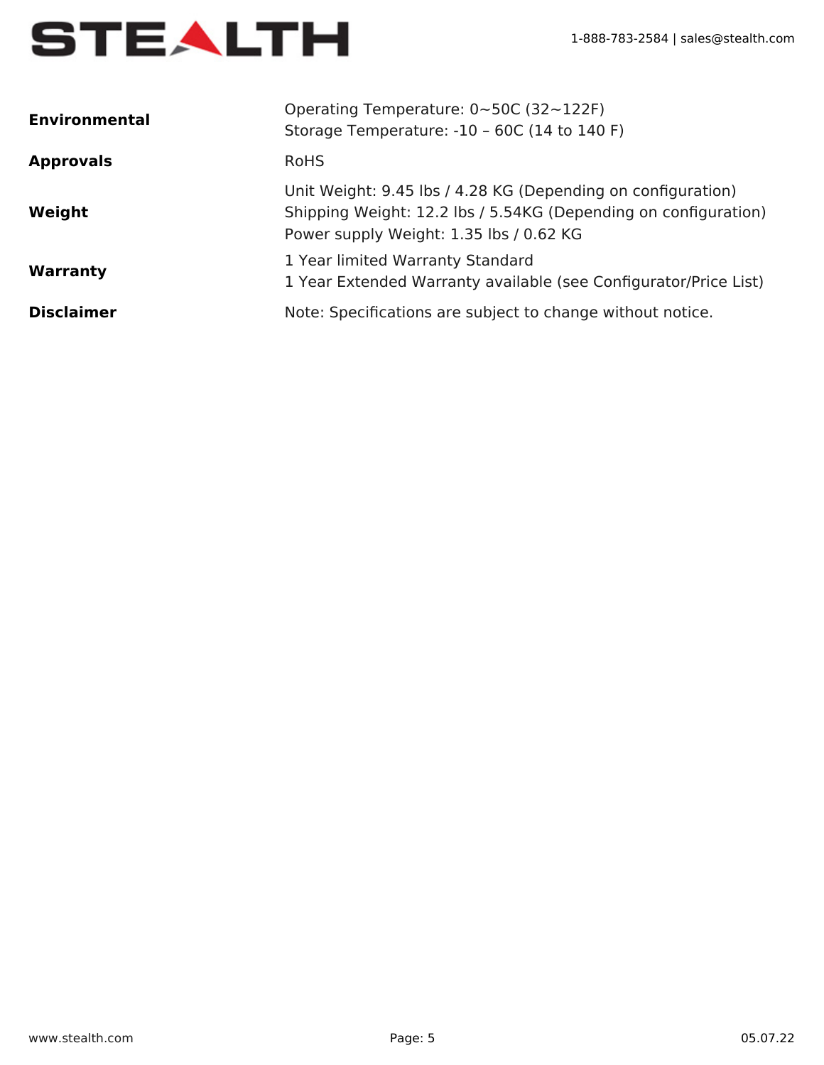| | |
|---|---|
| **Environmental** | Operating Temperature: 0~50C (32~122F)<br>Storage Temperature: -10 – 60C (14 to 140 F) |
| **Approvals** | RoHS |
| **Weight** | Unit Weight: 9.45 lbs / 4.28 KG (Depending on configuration)<br>Shipping Weight: 12.2 lbs / 5.54KG (Depending on configuration)<br>Power supply Weight: 1.35 lbs / 0.62 KG |
| **Warranty** | 1 Year limited Warranty Standard<br>1 Year Extended Warranty available (see Configurator/Price List) |
| **Disclaimer** | Note: Specifications are subject to change without notice. |